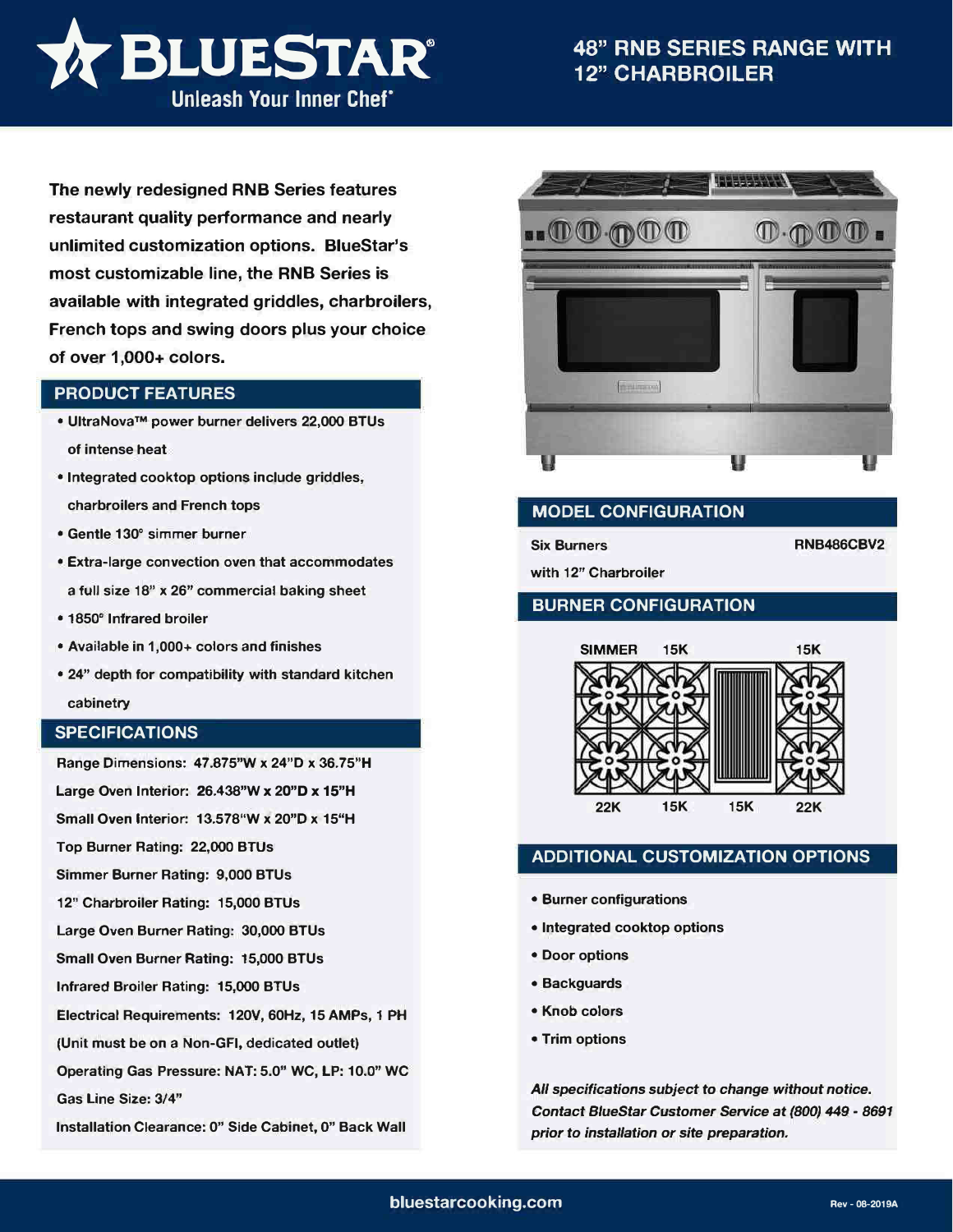# BLUESTAR®

Unleash Your Inner Chef®

## 48" RNB SERIES RANGE WITH 12" CHARBROILER

**The newly redesigned RNB Series features restaurant quality performance and nearly unlimited customization options. BlueStar's most customizable line, the RNB Series is available with integrated griddles, charbroilers, French tops and swing doors plus your choice of over 1,000+ colors.**

## PRODUCT FEATURES

- UltraNova™ power burner delivers 22,000 BTUs of intense heat
- Integrated cooktop options include griddles, charbroilers and French tops
- Gentle 130° simmer burner
- Extra-large convection oven that accommodates a full size 18" x 26" commercial baking sheet
- 1850° Infrared broiler
- Available in 1,000+ colors and finishes
- 24" depth for compatibility with standard kitchen cabinetry

## SPECIFICATIONS

Range Dimensions: 47.875"W x 24"D x 36.75"H

Large Oven Interior: 26.438"W x 20"D x 15"H

Small Oven Interior: 13.578"W x 20"D x 15"H

Top Burner Rating: 22,000 BTUs

Simmer Burner Rating: 9,000 BTUs

12" Charbroiler Rating: 15,000 BTUs

Large Oven Burner Rating: 30,000 BTUs

Small Oven Burner Rating: 15,000 BTUs

Infrared Broiler Rating: 15,000 BTUs

Electrical Requirements: 120V, 60Hz, 15 AMPs, 1 PH (Unit must be on a Non-GFI, dedicated outlet)

Operating Gas Pressure: NAT: 5.0" WC, LP: 10.0" WC

Gas Line Size: 3/4"

Installation Clearance: 0" Side Cabinet, 0" Back Wall

## MODEL CONFIGURATION

| | |
|---|---|
| Six Burners with 12" Charbroiler | RNB486CBV2 |

## BURNER CONFIGURATION

| SIMMER | 15K | | 15K |
|---|---|---|---|
| 22K | 15K | 15K | 22K |

## ADDITIONAL CUSTOMIZATION OPTIONS

- Burner configurations
- Integrated cooktop options
- Door options
- Backguards
- Knob colors
- Trim options

*All specifications subject to change without notice. Contact BlueStar Customer Service at (800) 449 - 8691 prior to installation or site preparation.*

bluestarcooking.com

Rev - 08-2019A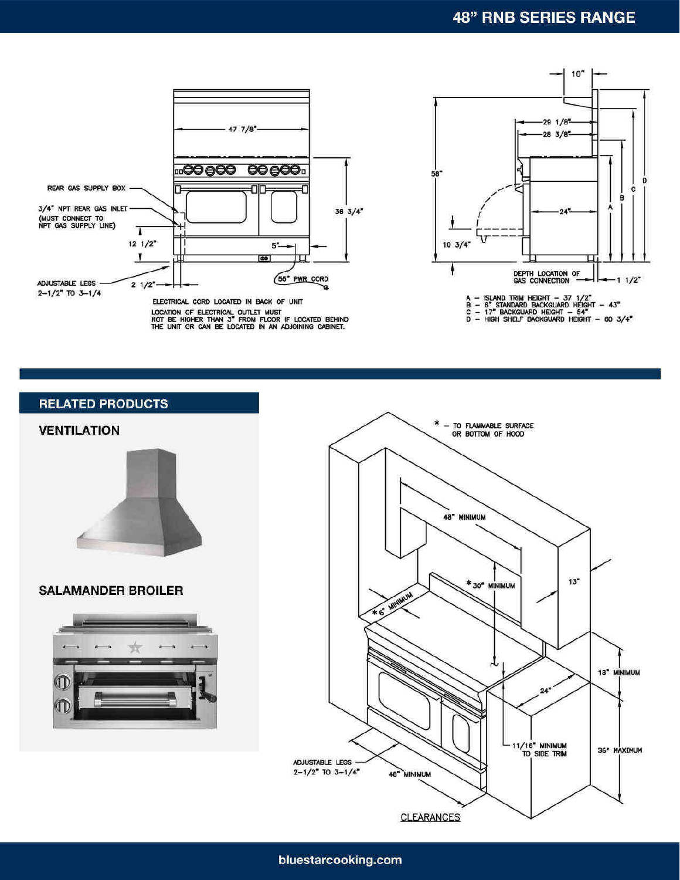# 48" RNB SERIES RANGE

47 7/8"

REAR GAS SUPPLY BOX

3/4" NPT REAR GAS INLET (MUST CONNECT TO NPT GAS SUPPLY LINE)

36 3/4"

12 1/2"

5"

ADJUSTABLE LEGS 2-1/2" TO 3-1/4

2 1/2"

55" PWR CORD

ELECTRICAL CORD LOCATED IN BACK OF UNIT

LOCATION OF ELECTRICAL OUTLET MUST NOT BE HIGHER THAN 3" FROM FLOOR IF LOCATED BEHIND THE UNIT OR CAN BE LOCATED IN AN ADJOINING CABINET.

10"

29 1/8"

28 3/8"

58"

24"

10 3/4"

A

B

C

D

DEPTH LOCATION OF GAS CONNECTION

1 1/2"

A – ISLAND TRIM HEIGHT – 37 1/2"
B – 6" STANDARD BACKGUARD HEIGHT – 43"
C – 17" BACKGUARD HEIGHT – 54"
D – HIGH SHELF BACKGUARD HEIGHT – 60 3/4"

## RELATED PRODUCTS

### VENTILATION

### SALAMANDER BROILER

* – TO FLAMMABLE SURFACE OR BOTTOM OF HOOD

48" MINIMUM

*6" MINIMUM

*30" MINIMUM

13"

18" MINIMUM

24"

11/16" MINIMUM TO SIDE TRIM

36" MAXIMUM

ADJUSTABLE LEGS 2-1/2" TO 3-1/4"

48" MINIMUM

CLEARANCES

bluestarcooking.com